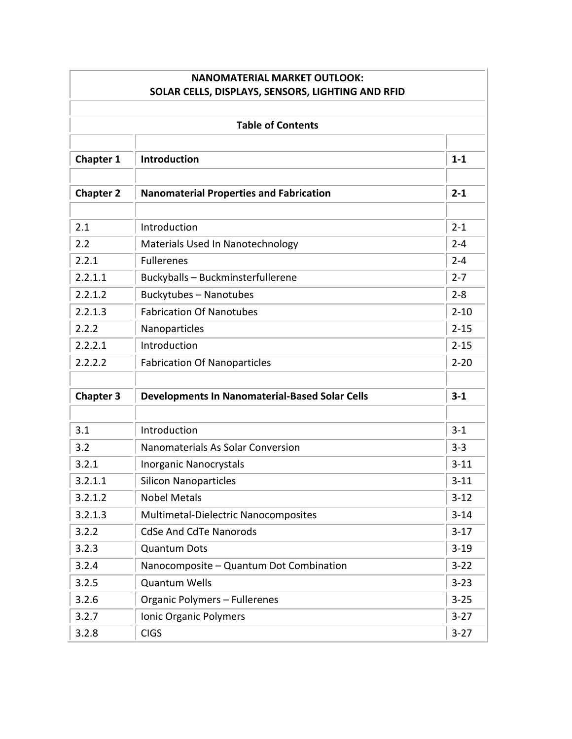**NANOMATERIAL MARKET OUTLOOK:**
**SOLAR CELLS, DISPLAYS, SENSORS, LIGHTING AND RFID**

**Table of Contents**

| | | |
|---|---|---|
| **Chapter 1** | **Introduction** | **1-1** |
| | | |
| **Chapter 2** | **Nanomaterial Properties and Fabrication** | **2-1** |
| | | |
| 2.1 | Introduction | 2-1 |
| 2.2 | Materials Used In Nanotechnology | 2-4 |
| 2.2.1 | Fullerenes | 2-4 |
| 2.2.1.1 | Buckyballs – Buckminsterfullerene | 2-7 |
| 2.2.1.2 | Buckytubes – Nanotubes | 2-8 |
| 2.2.1.3 | Fabrication Of Nanotubes | 2-10 |
| 2.2.2 | Nanoparticles | 2-15 |
| 2.2.2.1 | Introduction | 2-15 |
| 2.2.2.2 | Fabrication Of Nanoparticles | 2-20 |
| | | |
| **Chapter 3** | **Developments In Nanomaterial-Based Solar Cells** | **3-1** |
| | | |
| 3.1 | Introduction | 3-1 |
| 3.2 | Nanomaterials As Solar Conversion | 3-3 |
| 3.2.1 | Inorganic Nanocrystals | 3-11 |
| 3.2.1.1 | Silicon Nanoparticles | 3-11 |
| 3.2.1.2 | Nobel Metals | 3-12 |
| 3.2.1.3 | Multimetal-Dielectric Nanocomposites | 3-14 |
| 3.2.2 | CdSe And CdTe Nanorods | 3-17 |
| 3.2.3 | Quantum Dots | 3-19 |
| 3.2.4 | Nanocomposite – Quantum Dot Combination | 3-22 |
| 3.2.5 | Quantum Wells | 3-23 |
| 3.2.6 | Organic Polymers – Fullerenes | 3-25 |
| 3.2.7 | Ionic Organic Polymers | 3-27 |
| 3.2.8 | CIGS | 3-27 |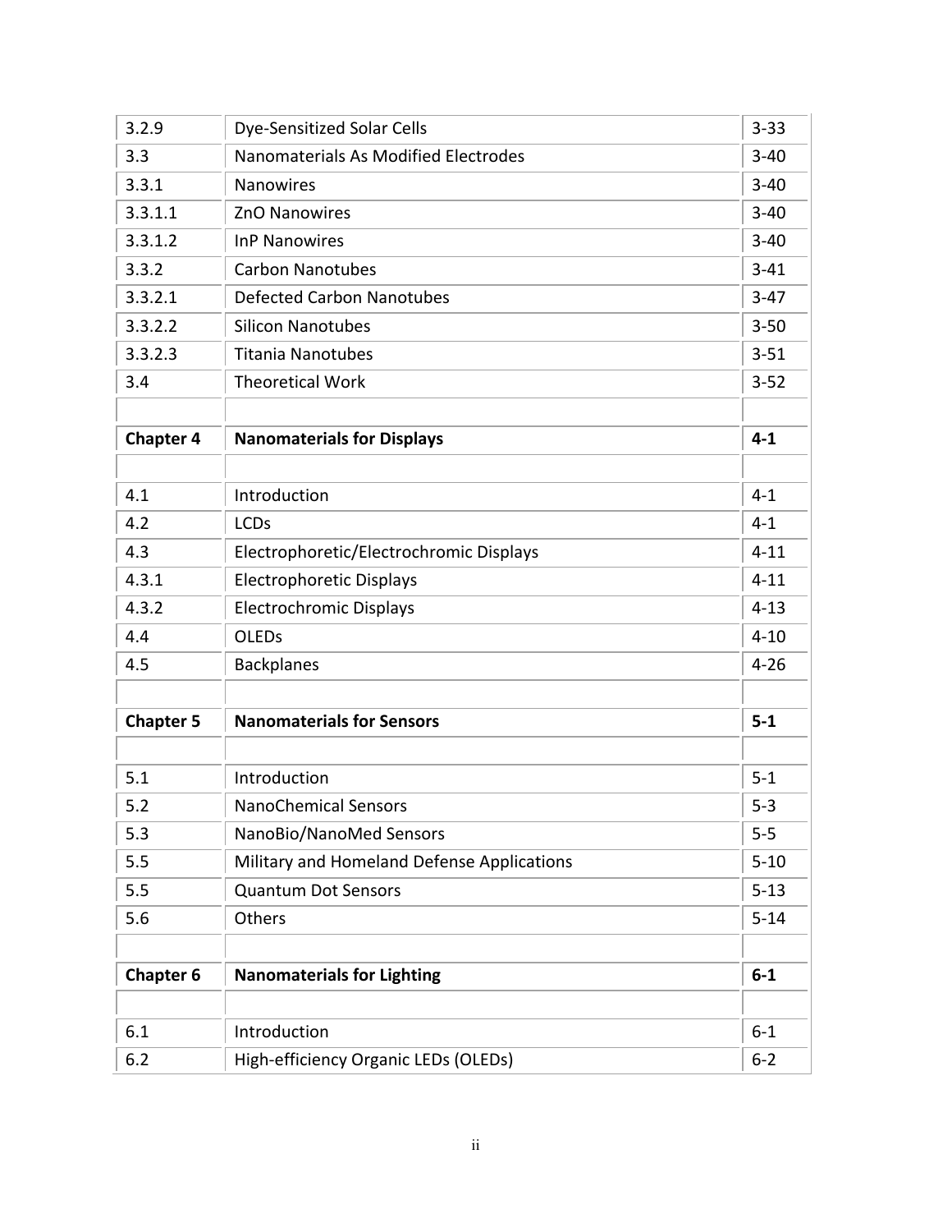| | | |
|---|---|---|
| 3.2.9 | Dye-Sensitized Solar Cells | 3-33 |
| 3.3 | Nanomaterials As Modified Electrodes | 3-40 |
| 3.3.1 | Nanowires | 3-40 |
| 3.3.1.1 | ZnO Nanowires | 3-40 |
| 3.3.1.2 | InP Nanowires | 3-40 |
| 3.3.2 | Carbon Nanotubes | 3-41 |
| 3.3.2.1 | Defected Carbon Nanotubes | 3-47 |
| 3.3.2.2 | Silicon Nanotubes | 3-50 |
| 3.3.2.3 | Titania Nanotubes | 3-51 |
| 3.4 | Theoretical Work | 3-52 |
| | | |
| **Chapter 4** | **Nanomaterials for Displays** | **4-1** |
| | | |
| 4.1 | Introduction | 4-1 |
| 4.2 | LCDs | 4-1 |
| 4.3 | Electrophoretic/Electrochromic Displays | 4-11 |
| 4.3.1 | Electrophoretic Displays | 4-11 |
| 4.3.2 | Electrochromic Displays | 4-13 |
| 4.4 | OLEDs | 4-10 |
| 4.5 | Backplanes | 4-26 |
| | | |
| **Chapter 5** | **Nanomaterials for Sensors** | **5-1** |
| | | |
| 5.1 | Introduction | 5-1 |
| 5.2 | NanoChemical Sensors | 5-3 |
| 5.3 | NanoBio/NanoMed Sensors | 5-5 |
| 5.5 | Military and Homeland Defense Applications | 5-10 |
| 5.5 | Quantum Dot Sensors | 5-13 |
| 5.6 | Others | 5-14 |
| | | |
| **Chapter 6** | **Nanomaterials for Lighting** | **6-1** |
| | | |
| 6.1 | Introduction | 6-1 |
| 6.2 | High-efficiency Organic LEDs (OLEDs) | 6-2 |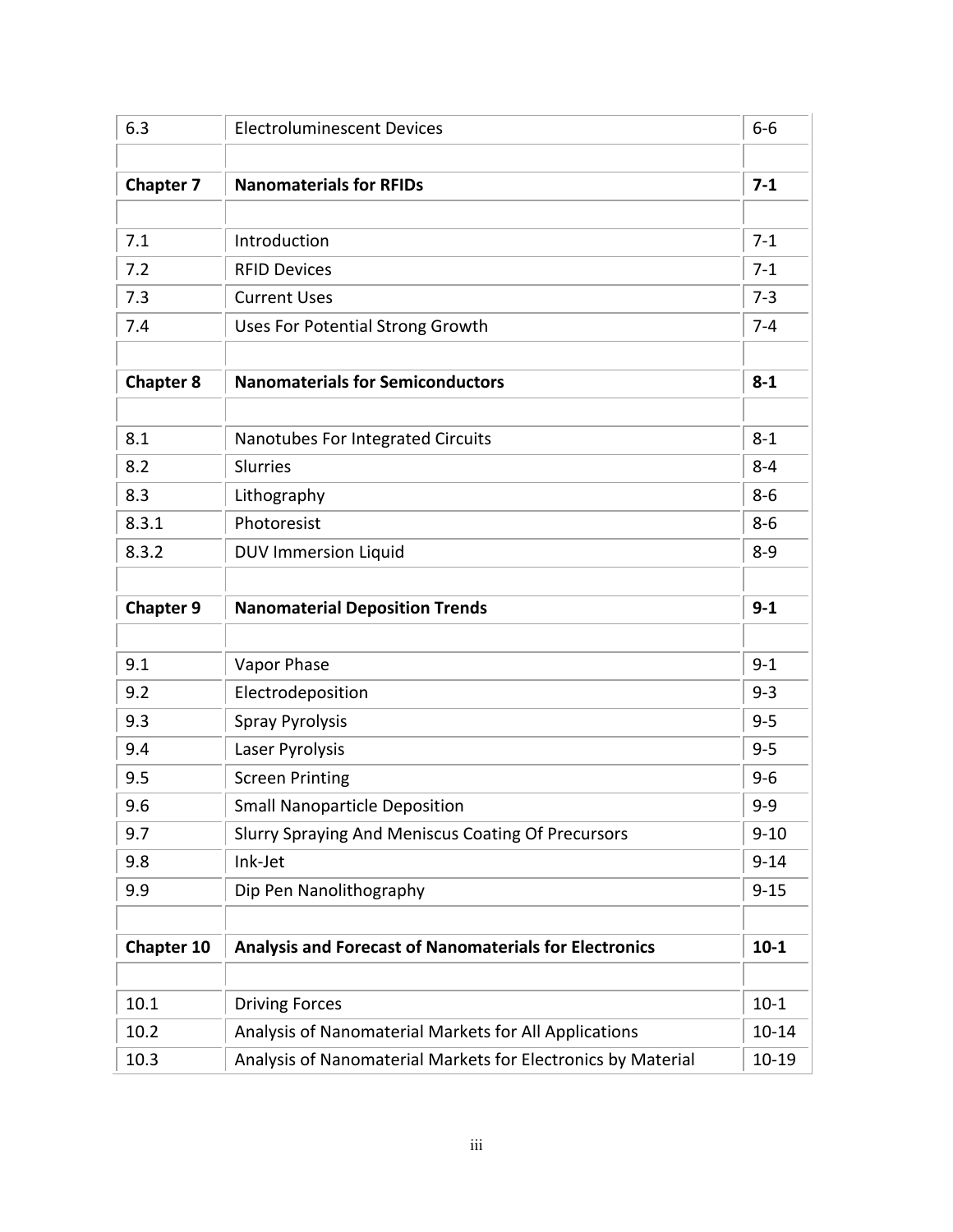| | | |
|---|---|---|
| 6.3 | Electroluminescent Devices | 6-6 |
| | | |
| **Chapter 7** | **Nanomaterials for RFIDs** | **7-1** |
| | | |
| 7.1 | Introduction | 7-1 |
| 7.2 | RFID Devices | 7-1 |
| 7.3 | Current Uses | 7-3 |
| 7.4 | Uses For Potential Strong Growth | 7-4 |
| | | |
| **Chapter 8** | **Nanomaterials for Semiconductors** | **8-1** |
| | | |
| 8.1 | Nanotubes For Integrated Circuits | 8-1 |
| 8.2 | Slurries | 8-4 |
| 8.3 | Lithography | 8-6 |
| 8.3.1 | Photoresist | 8-6 |
| 8.3.2 | DUV Immersion Liquid | 8-9 |
| | | |
| **Chapter 9** | **Nanomaterial Deposition Trends** | **9-1** |
| | | |
| 9.1 | Vapor Phase | 9-1 |
| 9.2 | Electrodeposition | 9-3 |
| 9.3 | Spray Pyrolysis | 9-5 |
| 9.4 | Laser Pyrolysis | 9-5 |
| 9.5 | Screen Printing | 9-6 |
| 9.6 | Small Nanoparticle Deposition | 9-9 |
| 9.7 | Slurry Spraying And Meniscus Coating Of Precursors | 9-10 |
| 9.8 | Ink-Jet | 9-14 |
| 9.9 | Dip Pen Nanolithography | 9-15 |
| | | |
| **Chapter 10** | **Analysis and Forecast of Nanomaterials for Electronics** | **10-1** |
| | | |
| 10.1 | Driving Forces | 10-1 |
| 10.2 | Analysis of Nanomaterial Markets for All Applications | 10-14 |
| 10.3 | Analysis of Nanomaterial Markets for Electronics by Material | 10-19 |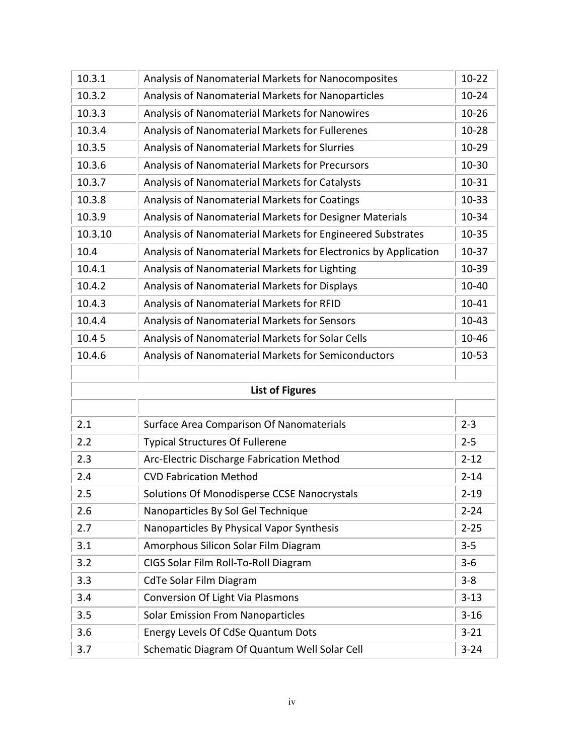| | | |
|---|---|---|
| 10.3.1 | Analysis of Nanomaterial Markets for Nanocomposites | 10-22 |
| 10.3.2 | Analysis of Nanomaterial Markets for Nanoparticles | 10-24 |
| 10.3.3 | Analysis of Nanomaterial Markets for Nanowires | 10-26 |
| 10.3.4 | Analysis of Nanomaterial Markets for Fullerenes | 10-28 |
| 10.3.5 | Analysis of Nanomaterial Markets for Slurries | 10-29 |
| 10.3.6 | Analysis of Nanomaterial Markets for Precursors | 10-30 |
| 10.3.7 | Analysis of Nanomaterial Markets for Catalysts | 10-31 |
| 10.3.8 | Analysis of Nanomaterial Markets for Coatings | 10-33 |
| 10.3.9 | Analysis of Nanomaterial Markets for Designer Materials | 10-34 |
| 10.3.10 | Analysis of Nanomaterial Markets for Engineered Substrates | 10-35 |
| 10.4 | Analysis of Nanomaterial Markets for Electronics by Application | 10-37 |
| 10.4.1 | Analysis of Nanomaterial Markets for Lighting | 10-39 |
| 10.4.2 | Analysis of Nanomaterial Markets for Displays | 10-40 |
| 10.4.3 | Analysis of Nanomaterial Markets for RFID | 10-41 |
| 10.4.4 | Analysis of Nanomaterial Markets for Sensors | 10-43 |
| 10.4 5 | Analysis of Nanomaterial Markets for Solar Cells | 10-46 |
| 10.4.6 | Analysis of Nanomaterial Markets for Semiconductors | 10-53 |

**List of Figures**

| | | |
|---|---|---|
| 2.1 | Surface Area Comparison Of Nanomaterials | 2-3 |
| 2.2 | Typical Structures Of Fullerene | 2-5 |
| 2.3 | Arc-Electric Discharge Fabrication Method | 2-12 |
| 2.4 | CVD Fabrication Method | 2-14 |
| 2.5 | Solutions Of Monodisperse CCSE Nanocrystals | 2-19 |
| 2.6 | Nanoparticles By Sol Gel Technique | 2-24 |
| 2.7 | Nanoparticles By Physical Vapor Synthesis | 2-25 |
| 3.1 | Amorphous Silicon Solar Film Diagram | 3-5 |
| 3.2 | CIGS Solar Film Roll-To-Roll Diagram | 3-6 |
| 3.3 | CdTe Solar Film Diagram | 3-8 |
| 3.4 | Conversion Of Light Via Plasmons | 3-13 |
| 3.5 | Solar Emission From Nanoparticles | 3-16 |
| 3.6 | Energy Levels Of CdSe Quantum Dots | 3-21 |
| 3.7 | Schematic Diagram Of Quantum Well Solar Cell | 3-24 |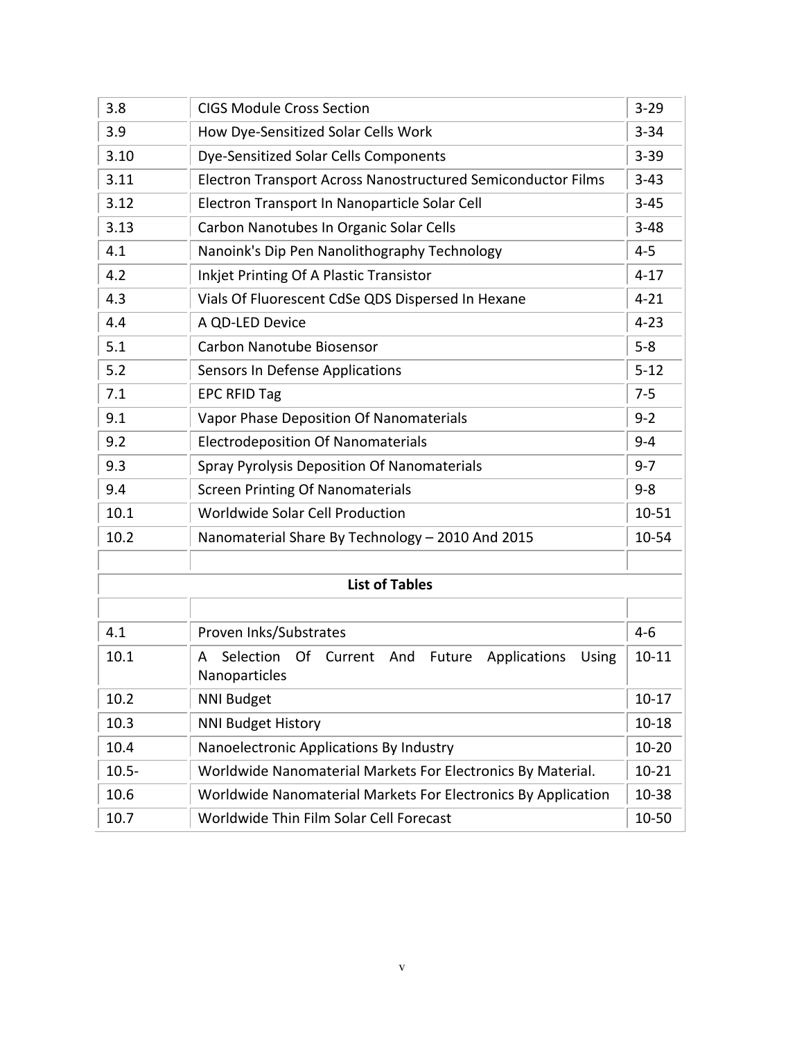| | | |
|---|---|---|
| 3.8 | CIGS Module Cross Section | 3-29 |
| 3.9 | How Dye-Sensitized Solar Cells Work | 3-34 |
| 3.10 | Dye-Sensitized Solar Cells Components | 3-39 |
| 3.11 | Electron Transport Across Nanostructured Semiconductor Films | 3-43 |
| 3.12 | Electron Transport In Nanoparticle Solar Cell | 3-45 |
| 3.13 | Carbon Nanotubes In Organic Solar Cells | 3-48 |
| 4.1 | Nanoink's Dip Pen Nanolithography Technology | 4-5 |
| 4.2 | Inkjet Printing Of A Plastic Transistor | 4-17 |
| 4.3 | Vials Of Fluorescent CdSe QDS Dispersed In Hexane | 4-21 |
| 4.4 | A QD-LED Device | 4-23 |
| 5.1 | Carbon Nanotube Biosensor | 5-8 |
| 5.2 | Sensors In Defense Applications | 5-12 |
| 7.1 | EPC RFID Tag | 7-5 |
| 9.1 | Vapor Phase Deposition Of Nanomaterials | 9-2 |
| 9.2 | Electrodeposition Of Nanomaterials | 9-4 |
| 9.3 | Spray Pyrolysis Deposition Of Nanomaterials | 9-7 |
| 9.4 | Screen Printing Of Nanomaterials | 9-8 |
| 10.1 | Worldwide Solar Cell Production | 10-51 |
| 10.2 | Nanomaterial Share By Technology – 2010 And 2015 | 10-54 |

**List of Tables**

| | | |
|---|---|---|
| 4.1 | Proven Inks/Substrates | 4-6 |
| 10.1 | A Selection Of Current And Future Applications Using Nanoparticles | 10-11 |
| 10.2 | NNI Budget | 10-17 |
| 10.3 | NNI Budget History | 10-18 |
| 10.4 | Nanoelectronic Applications By Industry | 10-20 |
| 10.5- | Worldwide Nanomaterial Markets For Electronics By Material. | 10-21 |
| 10.6 | Worldwide Nanomaterial Markets For Electronics By Application | 10-38 |
| 10.7 | Worldwide Thin Film Solar Cell Forecast | 10-50 |